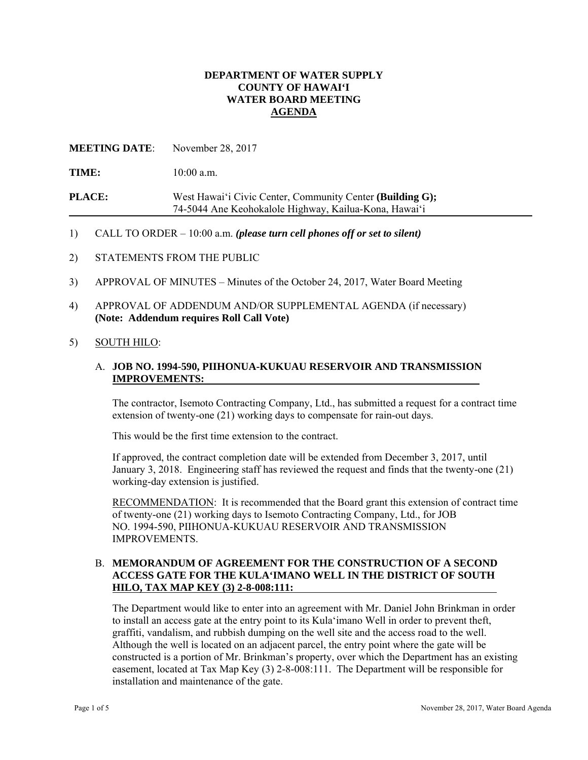**DEPARTMENT OF WATER SUPPLY**
**COUNTY OF HAWAIʻI**
**WATER BOARD MEETING**
**AGENDA**

**MEETING DATE**: November 28, 2017

**TIME:** 10:00 a.m.

**PLACE:** West Hawaiʻi Civic Center, Community Center **(Building G);** 74-5044 Ane Keohokalole Highway, Kailua-Kona, Hawaiʻi

---

1) CALL TO ORDER – 10:00 a.m. ***(please turn cell phones off or set to silent)***

2) STATEMENTS FROM THE PUBLIC

3) APPROVAL OF MINUTES – Minutes of the October 24, 2017, Water Board Meeting

4) APPROVAL OF ADDENDUM AND/OR SUPPLEMENTAL AGENDA (if necessary) **(Note: Addendum requires Roll Call Vote)**

5) SOUTH HILO:

A. **JOB NO. 1994-590, PIIHONUA-KUKUAU RESERVOIR AND TRANSMISSION IMPROVEMENTS:**

The contractor, Isemoto Contracting Company, Ltd., has submitted a request for a contract time extension of twenty-one (21) working days to compensate for rain-out days.

This would be the first time extension to the contract.

If approved, the contract completion date will be extended from December 3, 2017, until January 3, 2018. Engineering staff has reviewed the request and finds that the twenty-one (21) working-day extension is justified.

RECOMMENDATION: It is recommended that the Board grant this extension of contract time of twenty-one (21) working days to Isemoto Contracting Company, Ltd., for JOB NO. 1994-590, PIIHONUA-KUKUAU RESERVOIR AND TRANSMISSION IMPROVEMENTS.

B. **MEMORANDUM OF AGREEMENT FOR THE CONSTRUCTION OF A SECOND ACCESS GATE FOR THE KULAʻIMANO WELL IN THE DISTRICT OF SOUTH HILO, TAX MAP KEY (3) 2-8-008:111:**

The Department would like to enter into an agreement with Mr. Daniel John Brinkman in order to install an access gate at the entry point to its Kulaʻimano Well in order to prevent theft, graffiti, vandalism, and rubbish dumping on the well site and the access road to the well. Although the well is located on an adjacent parcel, the entry point where the gate will be constructed is a portion of Mr. Brinkman's property, over which the Department has an existing easement, located at Tax Map Key (3) 2-8-008:111. The Department will be responsible for installation and maintenance of the gate.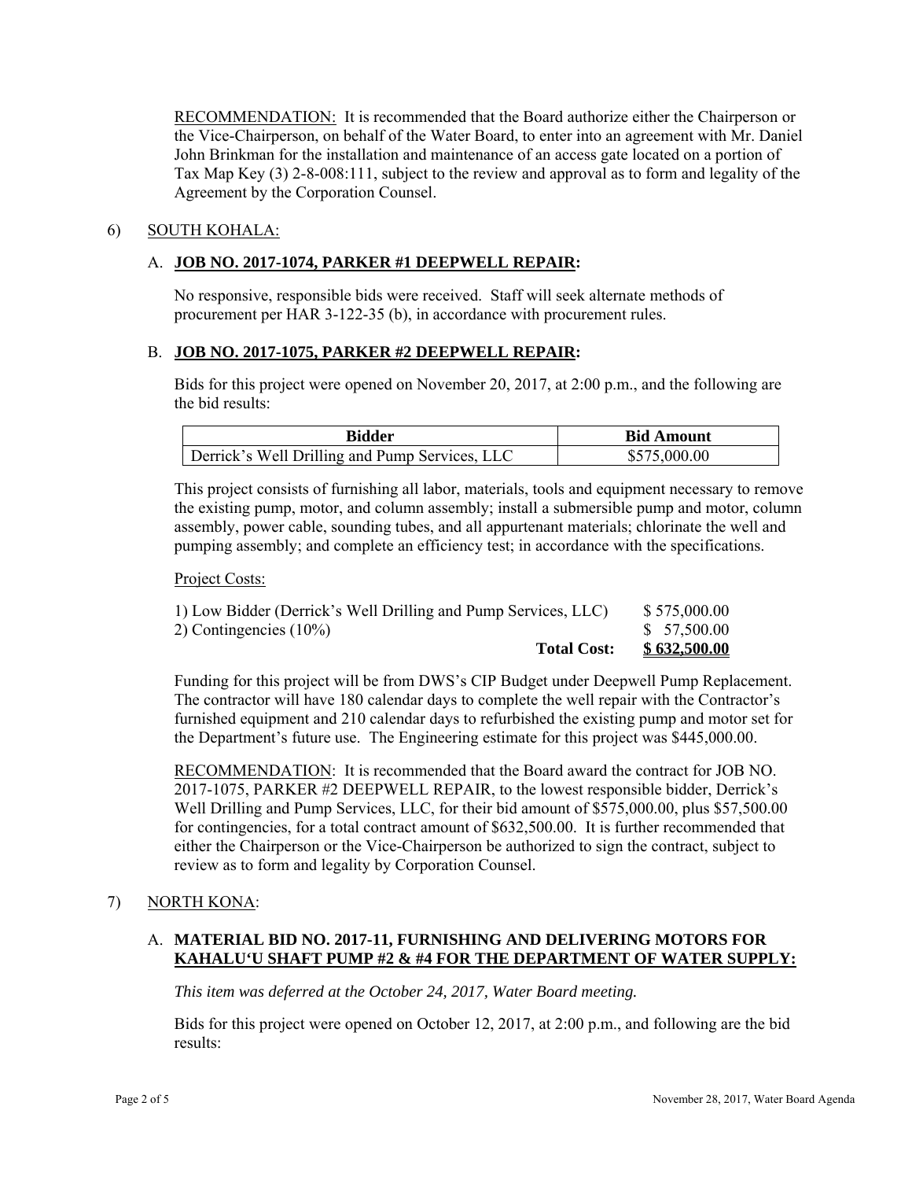RECOMMENDATION: It is recommended that the Board authorize either the Chairperson or the Vice-Chairperson, on behalf of the Water Board, to enter into an agreement with Mr. Daniel John Brinkman for the installation and maintenance of an access gate located on a portion of Tax Map Key (3) 2-8-008:111, subject to the review and approval as to form and legality of the Agreement by the Corporation Counsel.

6) SOUTH KOHALA:

A. **JOB NO. 2017-1074, PARKER #1 DEEPWELL REPAIR:**

No responsive, responsible bids were received. Staff will seek alternate methods of procurement per HAR 3-122-35 (b), in accordance with procurement rules.

B. **JOB NO. 2017-1075, PARKER #2 DEEPWELL REPAIR:**

Bids for this project were opened on November 20, 2017, at 2:00 p.m., and the following are the bid results:

| Bidder | Bid Amount |
|---|---|
| Derrick's Well Drilling and Pump Services, LLC | $575,000.00 |

This project consists of furnishing all labor, materials, tools and equipment necessary to remove the existing pump, motor, and column assembly; install a submersible pump and motor, column assembly, power cable, sounding tubes, and all appurtenant materials; chlorinate the well and pumping assembly; and complete an efficiency test; in accordance with the specifications.

Project Costs:

| | |
|---|---|
| 1) Low Bidder (Derrick's Well Drilling and Pump Services, LLC) | $ 575,000.00 |
| 2) Contingencies (10%) | $ 57,500.00 |
| **Total Cost:** | **$ 632,500.00** |

Funding for this project will be from DWS's CIP Budget under Deepwell Pump Replacement. The contractor will have 180 calendar days to complete the well repair with the Contractor's furnished equipment and 210 calendar days to refurbished the existing pump and motor set for the Department's future use. The Engineering estimate for this project was $445,000.00.

RECOMMENDATION: It is recommended that the Board award the contract for JOB NO. 2017-1075, PARKER #2 DEEPWELL REPAIR, to the lowest responsible bidder, Derrick's Well Drilling and Pump Services, LLC, for their bid amount of $575,000.00, plus $57,500.00 for contingencies, for a total contract amount of $632,500.00. It is further recommended that either the Chairperson or the Vice-Chairperson be authorized to sign the contract, subject to review as to form and legality by Corporation Counsel.

7) NORTH KONA:

A. **MATERIAL BID NO. 2017-11, FURNISHING AND DELIVERING MOTORS FOR KAHALU'U SHAFT PUMP #2 & #4 FOR THE DEPARTMENT OF WATER SUPPLY:**

*This item was deferred at the October 24, 2017, Water Board meeting.*

Bids for this project were opened on October 12, 2017, at 2:00 p.m., and following are the bid results: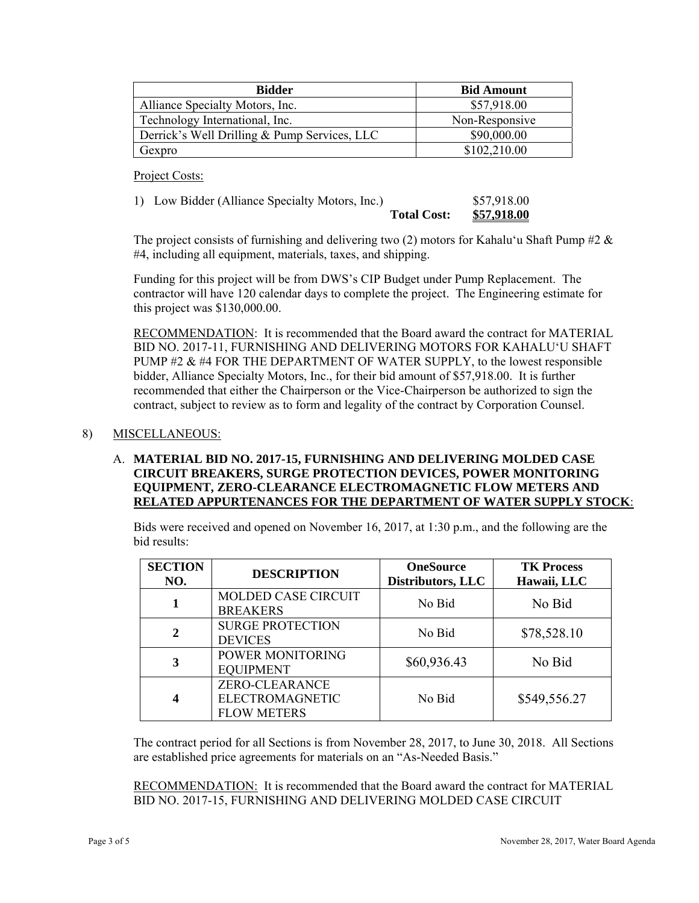| Bidder | Bid Amount |
|---|---|
| Alliance Specialty Motors, Inc. | $57,918.00 |
| Technology International, Inc. | Non-Responsive |
| Derrick's Well Drilling & Pump Services, LLC | $90,000.00 |
| Gexpro | $102,210.00 |

Project Costs:

1) Low Bidder (Alliance Specialty Motors, Inc.) $57,918.00

**Total Cost:** **$57,918.00**

The project consists of furnishing and delivering two (2) motors for Kahalu'u Shaft Pump #2 & #4, including all equipment, materials, taxes, and shipping.

Funding for this project will be from DWS's CIP Budget under Pump Replacement. The contractor will have 120 calendar days to complete the project. The Engineering estimate for this project was $130,000.00.

RECOMMENDATION: It is recommended that the Board award the contract for MATERIAL BID NO. 2017-11, FURNISHING AND DELIVERING MOTORS FOR KAHALU'U SHAFT PUMP #2 & #4 FOR THE DEPARTMENT OF WATER SUPPLY, to the lowest responsible bidder, Alliance Specialty Motors, Inc., for their bid amount of $57,918.00. It is further recommended that either the Chairperson or the Vice-Chairperson be authorized to sign the contract, subject to review as to form and legality of the contract by Corporation Counsel.

8) MISCELLANEOUS:

A. **MATERIAL BID NO. 2017-15, FURNISHING AND DELIVERING MOLDED CASE CIRCUIT BREAKERS, SURGE PROTECTION DEVICES, POWER MONITORING EQUIPMENT, ZERO-CLEARANCE ELECTROMAGNETIC FLOW METERS AND RELATED APPURTENANCES FOR THE DEPARTMENT OF WATER SUPPLY STOCK**:

Bids were received and opened on November 16, 2017, at 1:30 p.m., and the following are the bid results:

| SECTION NO. | DESCRIPTION | OneSource Distributors, LLC | TK Process Hawaii, LLC |
|---|---|---|---|
| 1 | MOLDED CASE CIRCUIT BREAKERS | No Bid | No Bid |
| 2 | SURGE PROTECTION DEVICES | No Bid | $78,528.10 |
| 3 | POWER MONITORING EQUIPMENT | $60,936.43 | No Bid |
| 4 | ZERO-CLEARANCE ELECTROMAGNETIC FLOW METERS | No Bid | $549,556.27 |

The contract period for all Sections is from November 28, 2017, to June 30, 2018. All Sections are established price agreements for materials on an "As-Needed Basis."

RECOMMENDATION: It is recommended that the Board award the contract for MATERIAL BID NO. 2017-15, FURNISHING AND DELIVERING MOLDED CASE CIRCUIT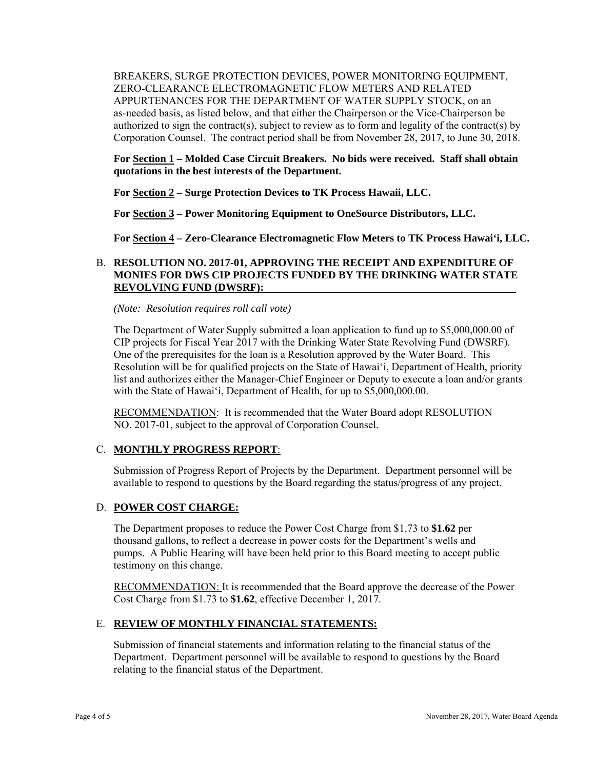BREAKERS, SURGE PROTECTION DEVICES, POWER MONITORING EQUIPMENT, ZERO-CLEARANCE ELECTROMAGNETIC FLOW METERS AND RELATED APPURTENANCES FOR THE DEPARTMENT OF WATER SUPPLY STOCK, on an as-needed basis, as listed below, and that either the Chairperson or the Vice-Chairperson be authorized to sign the contract(s), subject to review as to form and legality of the contract(s) by Corporation Counsel. The contract period shall be from November 28, 2017, to June 30, 2018.

**For Section 1 – Molded Case Circuit Breakers. No bids were received. Staff shall obtain quotations in the best interests of the Department.**

**For Section 2 – Surge Protection Devices to TK Process Hawaii, LLC.**

**For Section 3 – Power Monitoring Equipment to OneSource Distributors, LLC.**

**For Section 4 – Zero-Clearance Electromagnetic Flow Meters to TK Process Hawaiʻi, LLC.**

B. **RESOLUTION NO. 2017-01, APPROVING THE RECEIPT AND EXPENDITURE OF MONIES FOR DWS CIP PROJECTS FUNDED BY THE DRINKING WATER STATE REVOLVING FUND (DWSRF):**

*(Note: Resolution requires roll call vote)*

The Department of Water Supply submitted a loan application to fund up to $5,000,000.00 of CIP projects for Fiscal Year 2017 with the Drinking Water State Revolving Fund (DWSRF). One of the prerequisites for the loan is a Resolution approved by the Water Board. This Resolution will be for qualified projects on the State of Hawaiʻi, Department of Health, priority list and authorizes either the Manager-Chief Engineer or Deputy to execute a loan and/or grants with the State of Hawaiʻi, Department of Health, for up to $5,000,000.00.

RECOMMENDATION: It is recommended that the Water Board adopt RESOLUTION NO. 2017-01, subject to the approval of Corporation Counsel.

C. **MONTHLY PROGRESS REPORT**:

Submission of Progress Report of Projects by the Department. Department personnel will be available to respond to questions by the Board regarding the status/progress of any project.

D. **POWER COST CHARGE:**

The Department proposes to reduce the Power Cost Charge from $1.73 to **$1.62** per thousand gallons, to reflect a decrease in power costs for the Department's wells and pumps. A Public Hearing will have been held prior to this Board meeting to accept public testimony on this change.

RECOMMENDATION: It is recommended that the Board approve the decrease of the Power Cost Charge from $1.73 to **$1.62**, effective December 1, 2017.

E. **REVIEW OF MONTHLY FINANCIAL STATEMENTS:**

Submission of financial statements and information relating to the financial status of the Department. Department personnel will be available to respond to questions by the Board relating to the financial status of the Department.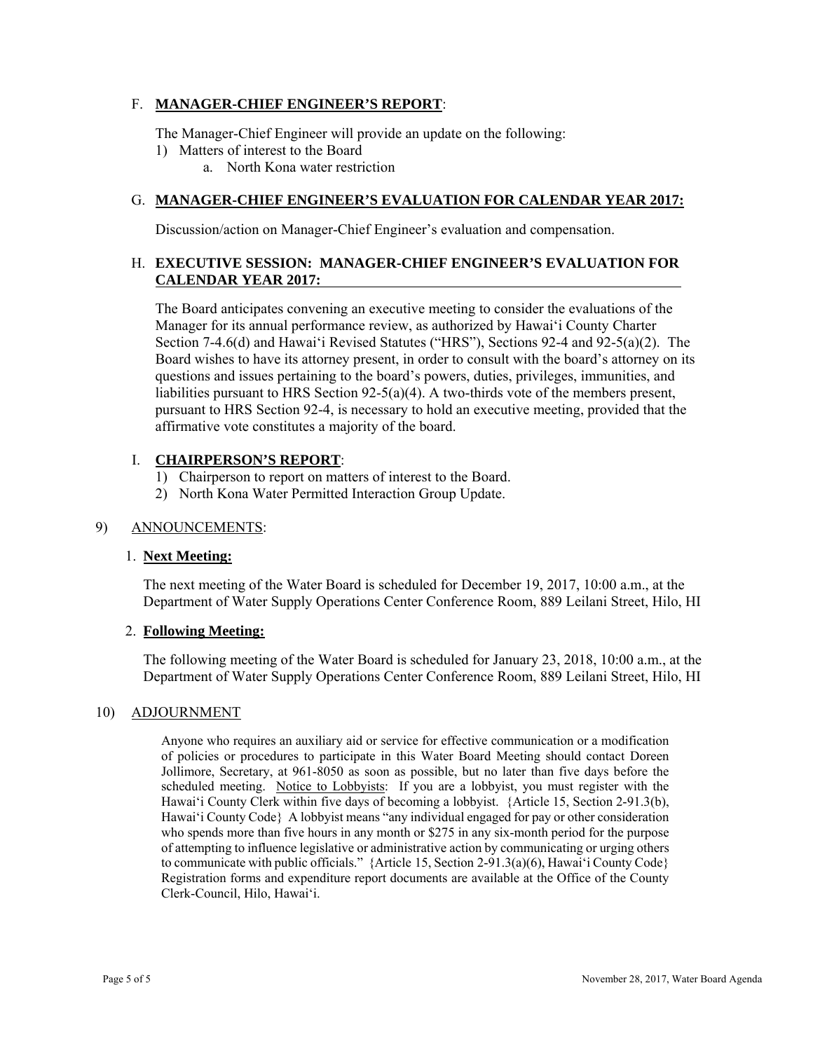F. **MANAGER-CHIEF ENGINEER'S REPORT**:

The Manager-Chief Engineer will provide an update on the following:

1) Matters of interest to the Board
   a. North Kona water restriction

G. **MANAGER-CHIEF ENGINEER'S EVALUATION FOR CALENDAR YEAR 2017:**

Discussion/action on Manager-Chief Engineer's evaluation and compensation.

H. **EXECUTIVE SESSION: MANAGER-CHIEF ENGINEER'S EVALUATION FOR CALENDAR YEAR 2017:**

The Board anticipates convening an executive meeting to consider the evaluations of the Manager for its annual performance review, as authorized by Hawai'i County Charter Section 7-4.6(d) and Hawai'i Revised Statutes ("HRS"), Sections 92-4 and 92-5(a)(2). The Board wishes to have its attorney present, in order to consult with the board's attorney on its questions and issues pertaining to the board's powers, duties, privileges, immunities, and liabilities pursuant to HRS Section 92-5(a)(4). A two-thirds vote of the members present, pursuant to HRS Section 92-4, is necessary to hold an executive meeting, provided that the affirmative vote constitutes a majority of the board.

I. **CHAIRPERSON'S REPORT**:

1) Chairperson to report on matters of interest to the Board.
2) North Kona Water Permitted Interaction Group Update.

9) ANNOUNCEMENTS:

1. **Next Meeting:**

The next meeting of the Water Board is scheduled for December 19, 2017, 10:00 a.m., at the Department of Water Supply Operations Center Conference Room, 889 Leilani Street, Hilo, HI

2. **Following Meeting:**

The following meeting of the Water Board is scheduled for January 23, 2018, 10:00 a.m., at the Department of Water Supply Operations Center Conference Room, 889 Leilani Street, Hilo, HI

10) ADJOURNMENT

Anyone who requires an auxiliary aid or service for effective communication or a modification of policies or procedures to participate in this Water Board Meeting should contact Doreen Jollimore, Secretary, at 961-8050 as soon as possible, but no later than five days before the scheduled meeting. Notice to Lobbyists: If you are a lobbyist, you must register with the Hawai'i County Clerk within five days of becoming a lobbyist. {Article 15, Section 2-91.3(b), Hawai'i County Code} A lobbyist means "any individual engaged for pay or other consideration who spends more than five hours in any month or $275 in any six-month period for the purpose of attempting to influence legislative or administrative action by communicating or urging others to communicate with public officials." {Article 15, Section 2-91.3(a)(6), Hawai'i County Code} Registration forms and expenditure report documents are available at the Office of the County Clerk-Council, Hilo, Hawai'i.